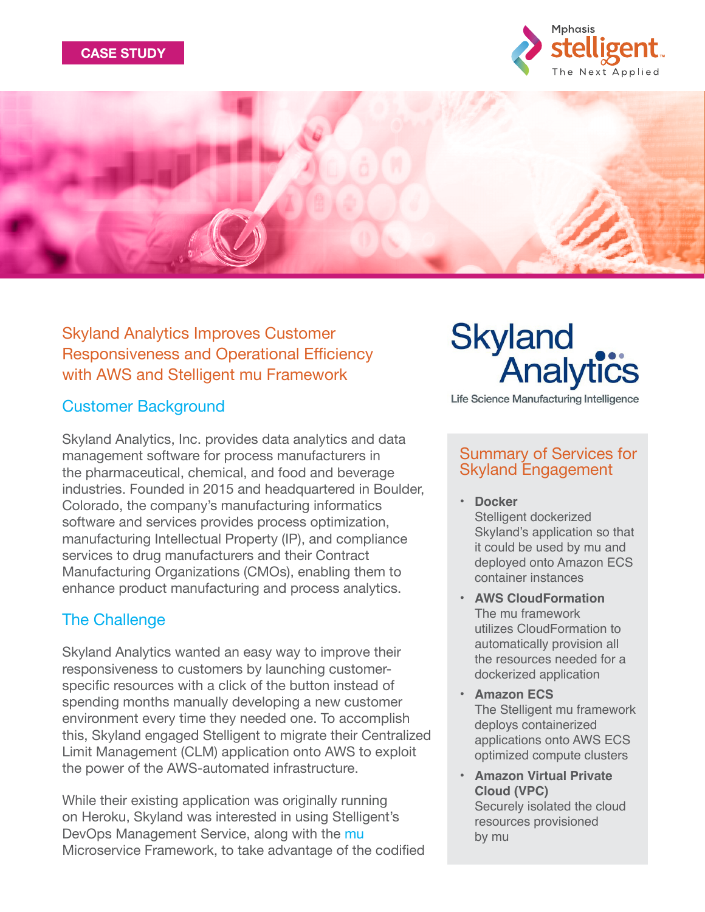CASE STUDY

Mphasis stelligent The Next Applied

# Skyland Analytics Improves Customer Responsiveness and Operational Efficiency with AWS and Stelligent mu Framework

Skyland Analytics
Life Science Manufacturing Intelligence

## Customer Background

Skyland Analytics, Inc. provides data analytics and data management software for process manufacturers in the pharmaceutical, chemical, and food and beverage industries. Founded in 2015 and headquartered in Boulder, Colorado, the company's manufacturing informatics software and services provides process optimization, manufacturing Intellectual Property (IP), and compliance services to drug manufacturers and their Contract Manufacturing Organizations (CMOs), enabling them to enhance product manufacturing and process analytics.

## The Challenge

Skyland Analytics wanted an easy way to improve their responsiveness to customers by launching customer-specific resources with a click of the button instead of spending months manually developing a new customer environment every time they needed one. To accomplish this, Skyland engaged Stelligent to migrate their Centralized Limit Management (CLM) application onto AWS to exploit the power of the AWS-automated infrastructure.

While their existing application was originally running on Heroku, Skyland was interested in using Stelligent's DevOps Management Service, along with the mu Microservice Framework, to take advantage of the codified

### Summary of Services for Skyland Engagement

- **Docker**
  Stelligent dockerized Skyland's application so that it could be used by mu and deployed onto Amazon ECS container instances
- **AWS CloudFormation**
  The mu framework utilizes CloudFormation to automatically provision all the resources needed for a dockerized application
- **Amazon ECS**
  The Stelligent mu framework deploys containerized applications onto AWS ECS optimized compute clusters
- **Amazon Virtual Private Cloud (VPC)**
  Securely isolated the cloud resources provisioned by mu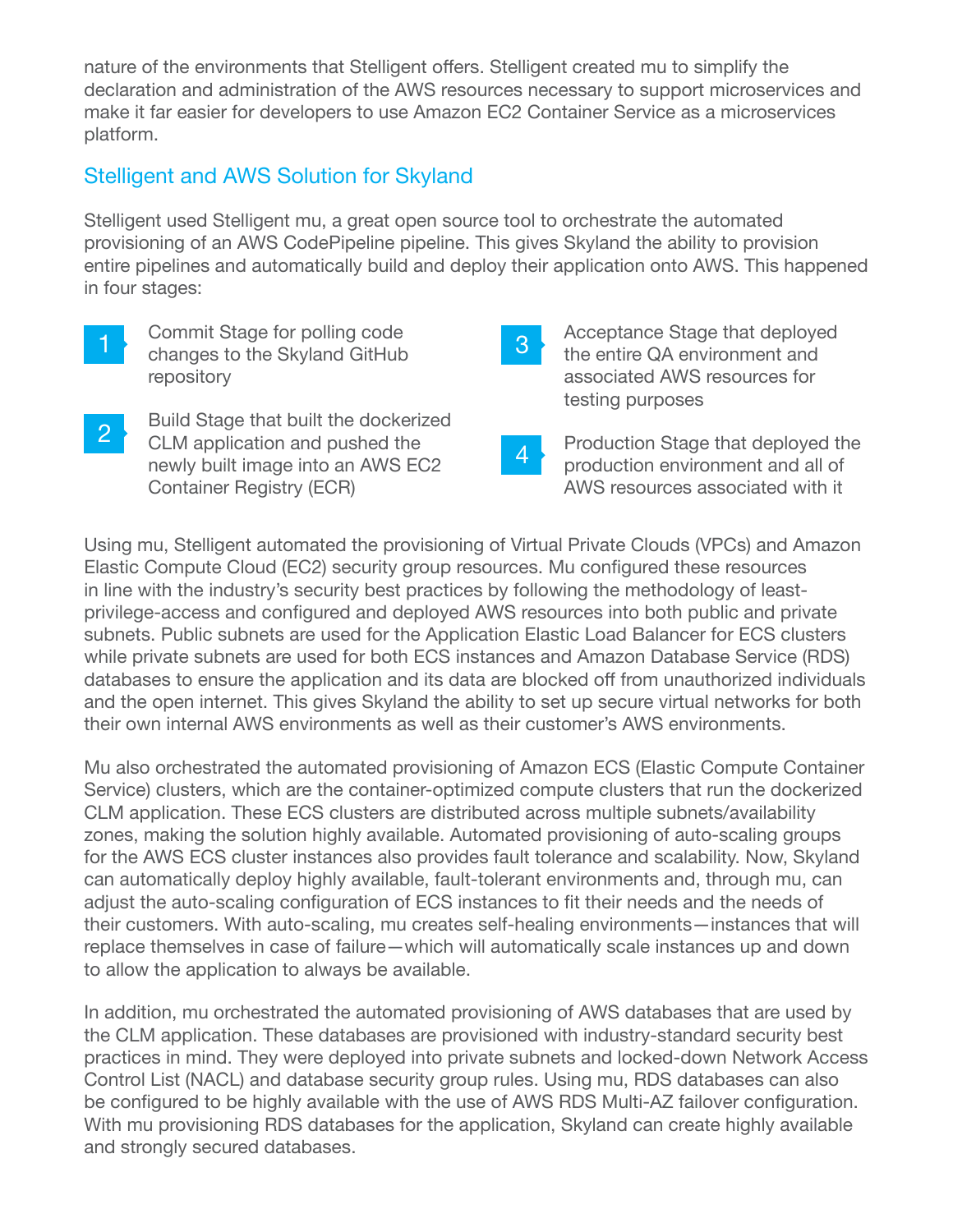nature of the environments that Stelligent offers. Stelligent created mu to simplify the declaration and administration of the AWS resources necessary to support microservices and make it far easier for developers to use Amazon EC2 Container Service as a microservices platform.

## Stelligent and AWS Solution for Skyland

Stelligent used Stelligent mu, a great open source tool to orchestrate the automated provisioning of an AWS CodePipeline pipeline. This gives Skyland the ability to provision entire pipelines and automatically build and deploy their application onto AWS. This happened in four stages:

1. Commit Stage for polling code changes to the Skyland GitHub repository
2. Build Stage that built the dockerized CLM application and pushed the newly built image into an AWS EC2 Container Registry (ECR)
3. Acceptance Stage that deployed the entire QA environment and associated AWS resources for testing purposes
4. Production Stage that deployed the production environment and all of AWS resources associated with it

Using mu, Stelligent automated the provisioning of Virtual Private Clouds (VPCs) and Amazon Elastic Compute Cloud (EC2) security group resources. Mu configured these resources in line with the industry's security best practices by following the methodology of least-privilege-access and configured and deployed AWS resources into both public and private subnets. Public subnets are used for the Application Elastic Load Balancer for ECS clusters while private subnets are used for both ECS instances and Amazon Database Service (RDS) databases to ensure the application and its data are blocked off from unauthorized individuals and the open internet. This gives Skyland the ability to set up secure virtual networks for both their own internal AWS environments as well as their customer's AWS environments.

Mu also orchestrated the automated provisioning of Amazon ECS (Elastic Compute Container Service) clusters, which are the container-optimized compute clusters that run the dockerized CLM application. These ECS clusters are distributed across multiple subnets/availability zones, making the solution highly available. Automated provisioning of auto-scaling groups for the AWS ECS cluster instances also provides fault tolerance and scalability. Now, Skyland can automatically deploy highly available, fault-tolerant environments and, through mu, can adjust the auto-scaling configuration of ECS instances to fit their needs and the needs of their customers. With auto-scaling, mu creates self-healing environments—instances that will replace themselves in case of failure—which will automatically scale instances up and down to allow the application to always be available.

In addition, mu orchestrated the automated provisioning of AWS databases that are used by the CLM application. These databases are provisioned with industry-standard security best practices in mind. They were deployed into private subnets and locked-down Network Access Control List (NACL) and database security group rules. Using mu, RDS databases can also be configured to be highly available with the use of AWS RDS Multi-AZ failover configuration. With mu provisioning RDS databases for the application, Skyland can create highly available and strongly secured databases.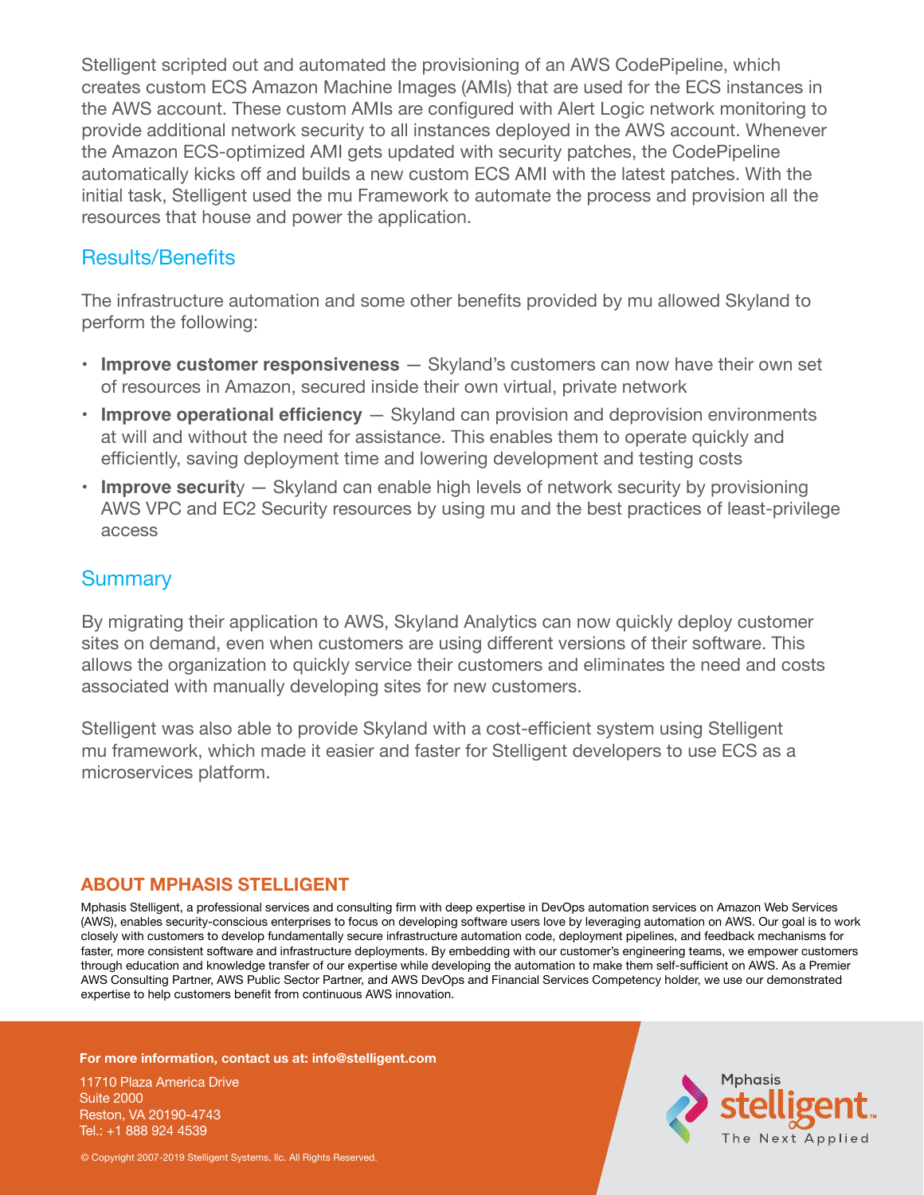Stelligent scripted out and automated the provisioning of an AWS CodePipeline, which creates custom ECS Amazon Machine Images (AMIs) that are used for the ECS instances in the AWS account. These custom AMIs are configured with Alert Logic network monitoring to provide additional network security to all instances deployed in the AWS account. Whenever the Amazon ECS-optimized AMI gets updated with security patches, the CodePipeline automatically kicks off and builds a new custom ECS AMI with the latest patches. With the initial task, Stelligent used the mu Framework to automate the process and provision all the resources that house and power the application.

## Results/Benefits

The infrastructure automation and some other benefits provided by mu allowed Skyland to perform the following:

- **Improve customer responsiveness** — Skyland's customers can now have their own set of resources in Amazon, secured inside their own virtual, private network
- **Improve operational efficiency** — Skyland can provision and deprovision environments at will and without the need for assistance. This enables them to operate quickly and efficiently, saving deployment time and lowering development and testing costs
- **Improve security** — Skyland can enable high levels of network security by provisioning AWS VPC and EC2 Security resources by using mu and the best practices of least-privilege access

## Summary

By migrating their application to AWS, Skyland Analytics can now quickly deploy customer sites on demand, even when customers are using different versions of their software. This allows the organization to quickly service their customers and eliminates the need and costs associated with manually developing sites for new customers.

Stelligent was also able to provide Skyland with a cost-efficient system using Stelligent mu framework, which made it easier and faster for Stelligent developers to use ECS as a microservices platform.

### ABOUT MPHASIS STELLIGENT

Mphasis Stelligent, a professional services and consulting firm with deep expertise in DevOps automation services on Amazon Web Services (AWS), enables security-conscious enterprises to focus on developing software users love by leveraging automation on AWS. Our goal is to work closely with customers to develop fundamentally secure infrastructure automation code, deployment pipelines, and feedback mechanisms for faster, more consistent software and infrastructure deployments. By embedding with our customer's engineering teams, we empower customers through education and knowledge transfer of our expertise while developing the automation to make them self-sufficient on AWS. As a Premier AWS Consulting Partner, AWS Public Sector Partner, and AWS DevOps and Financial Services Competency holder, we use our demonstrated expertise to help customers benefit from continuous AWS innovation.

**For more information, contact us at: info@stelligent.com**

11710 Plaza America Drive
Suite 2000
Reston, VA 20190-4743
Tel.: +1 888 924 4539

© Copyright 2007-2019 Stelligent Systems, llc. All Rights Reserved.

Mphasis stelligent
The Next Applied